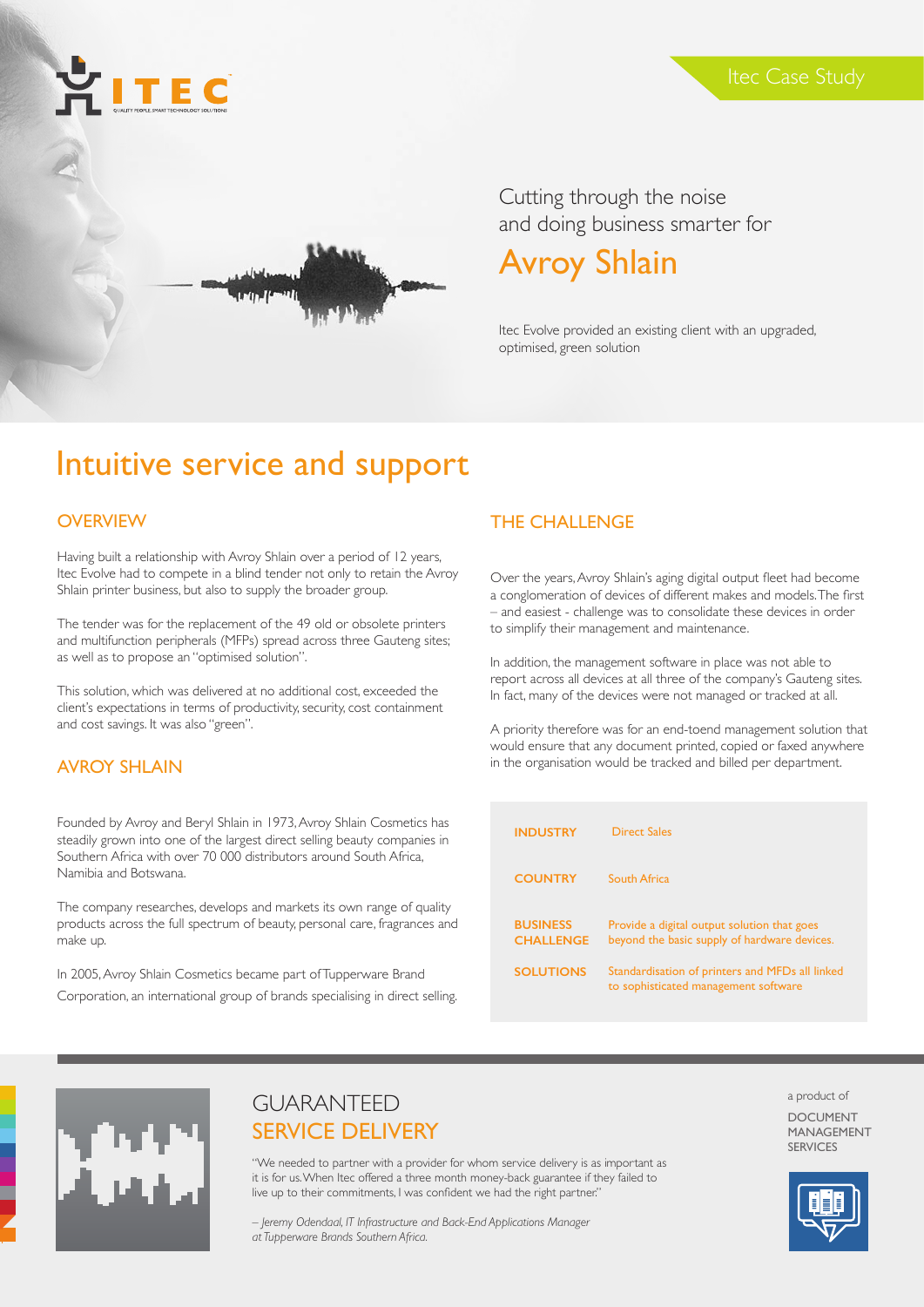Itec Case Study

Cutting through the noise and doing business smarter for

# Avroy Shlain

Itec Evolve provided an existing client with an upgraded, optimised, green solution

## Intuitive service and support

### OVERVIEW

Having built a relationship with Avroy Shlain over a period of 12 years, Itec Evolve had to compete in a blind tender not only to retain the Avroy Shlain printer business, but also to supply the broader group.

The tender was for the replacement of the 49 old or obsolete printers and multifunction peripherals (MFPs) spread across three Gauteng sites; as well as to propose an "optimised solution".

This solution, which was delivered at no additional cost, exceeded the client's expectations in terms of productivity, security, cost containment and cost savings. It was also "green".

### AVROY SHLAIN

Founded by Avroy and Beryl Shlain in 1973, Avroy Shlain Cosmetics has steadily grown into one of the largest direct selling beauty companies in Southern Africa with over 70 000 distributors around South Africa, Namibia and Botswana.

The company researches, develops and markets its own range of quality products across the full spectrum of beauty, personal care, fragrances and make up.

In 2005, Avroy Shlain Cosmetics became part of Tupperware Brand Corporation, an international group of brands specialising in direct selling.

### THE CHALLENGE

Over the years, Avroy Shlain's aging digital output fleet had become a conglomeration of devices of different makes and models. The first – and easiest - challenge was to consolidate these devices in order to simplify their management and maintenance.

In addition, the management software in place was not able to report across all devices at all three of the company's Gauteng sites. In fact, many of the devices were not managed or tracked at all.

A priority therefore was for an end-toend management solution that would ensure that any document printed, copied or faxed anywhere in the organisation would be tracked and billed per department.

| | |
|---|---|
| **INDUSTRY** | Direct Sales |
| **COUNTRY** | South Africa |
| **BUSINESS CHALLENGE** | Provide a digital output solution that goes beyond the basic supply of hardware devices. |
| **SOLUTIONS** | Standardisation of printers and MFDs all linked to sophisticated management software |

## GUARANTEED SERVICE DELIVERY

"We needed to partner with a provider for whom service delivery is as important as it is for us. When Itec offered a three month money-back guarantee if they failed to live up to their commitments, I was confident we had the right partner."

*– Jeremy Odendaal, IT Infrastructure and Back-End Applications Manager at Tupperware Brands Southern Africa.*

a product of

DOCUMENT MANAGEMENT SERVICES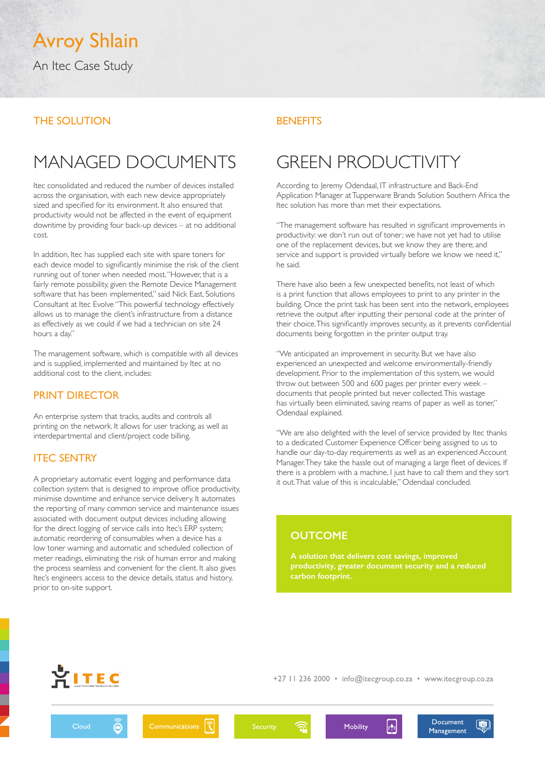# Avroy Shlain

An Itec Case Study

## THE SOLUTION

# MANAGED DOCUMENTS

Itec consolidated and reduced the number of devices installed across the organisation, with each new device appropriately sized and specified for its environment. It also ensured that productivity would not be affected in the event of equipment downtime by providing four back-up devices – at no additional cost.

In addition, Itec has supplied each site with spare toners for each device model to significantly minimise the risk of the client running out of toner when needed most. "However, that is a fairly remote possibility, given the Remote Device Management software that has been implemented," said Nick East, Solutions Consultant at Itec Evolve "This powerful technology effectively allows us to manage the client's infrastructure from a distance as effectively as we could if we had a technician on site 24 hours a day."

The management software, which is compatible with all devices and is supplied, implemented and maintained by Itec at no additional cost to the client, includes:

### PRINT DIRECTOR

An enterprise system that tracks, audits and controls all printing on the network. It allows for user tracking, as well as interdepartmental and client/project code billing.

### ITEC SENTRY

A proprietary automatic event logging and performance data collection system that is designed to improve office productivity, minimise downtime and enhance service delivery. It automates the reporting of many common service and maintenance issues associated with document output devices including allowing for the direct logging of service calls into Itec's ERP system; automatic reordering of consumables when a device has a low toner warning; and automatic and scheduled collection of meter readings, eliminating the risk of human error and making the process seamless and convenient for the client. It also gives Itec's engineers access to the device details, status and history, prior to on-site support.

## BENEFITS

# GREEN PRODUCTIVITY

According to Jeremy Odendaal, IT infrastructure and Back-End Application Manager at Tupperware Brands Solution Southern Africa the Itec solution has more than met their expectations.

"The management software has resulted in significant improvements in productivity: we don't run out of toner; we have not yet had to utilise one of the replacement devices, but we know they are there; and service and support is provided virtually before we know we need it," he said.

There have also been a few unexpected benefits, not least of which is a print function that allows employees to print to any printer in the building. Once the print task has been sent into the network, employees retrieve the output after inputting their personal code at the printer of their choice. This significantly improves security, as it prevents confidential documents being forgotten in the printer output tray.

"We anticipated an improvement in security. But we have also experienced an unexpected and welcome environmentally-friendly development. Prior to the implementation of this system, we would throw out between 500 and 600 pages per printer every week – documents that people printed but never collected. This wastage has virtually been eliminated, saving reams of paper as well as toner," Odendaal explained.

"We are also delighted with the level of service provided by Itec thanks to a dedicated Customer Experience Officer being assigned to us to handle our day-to-day requirements as well as an experienced Account Manager. They take the hassle out of managing a large fleet of devices. If there is a problem with a machine, I just have to call them and they sort it out. That value of this is incalculable," Odendaal concluded.

### OUTCOME

**A solution that delivers cost savings, improved productivity, greater document security and a reduced carbon footprint.**

ITEC

+27 11 236 2000 • info@itecgroup.co.za • www.itecgroup.co.za

Cloud | Communications | Security | Mobility | Document Management